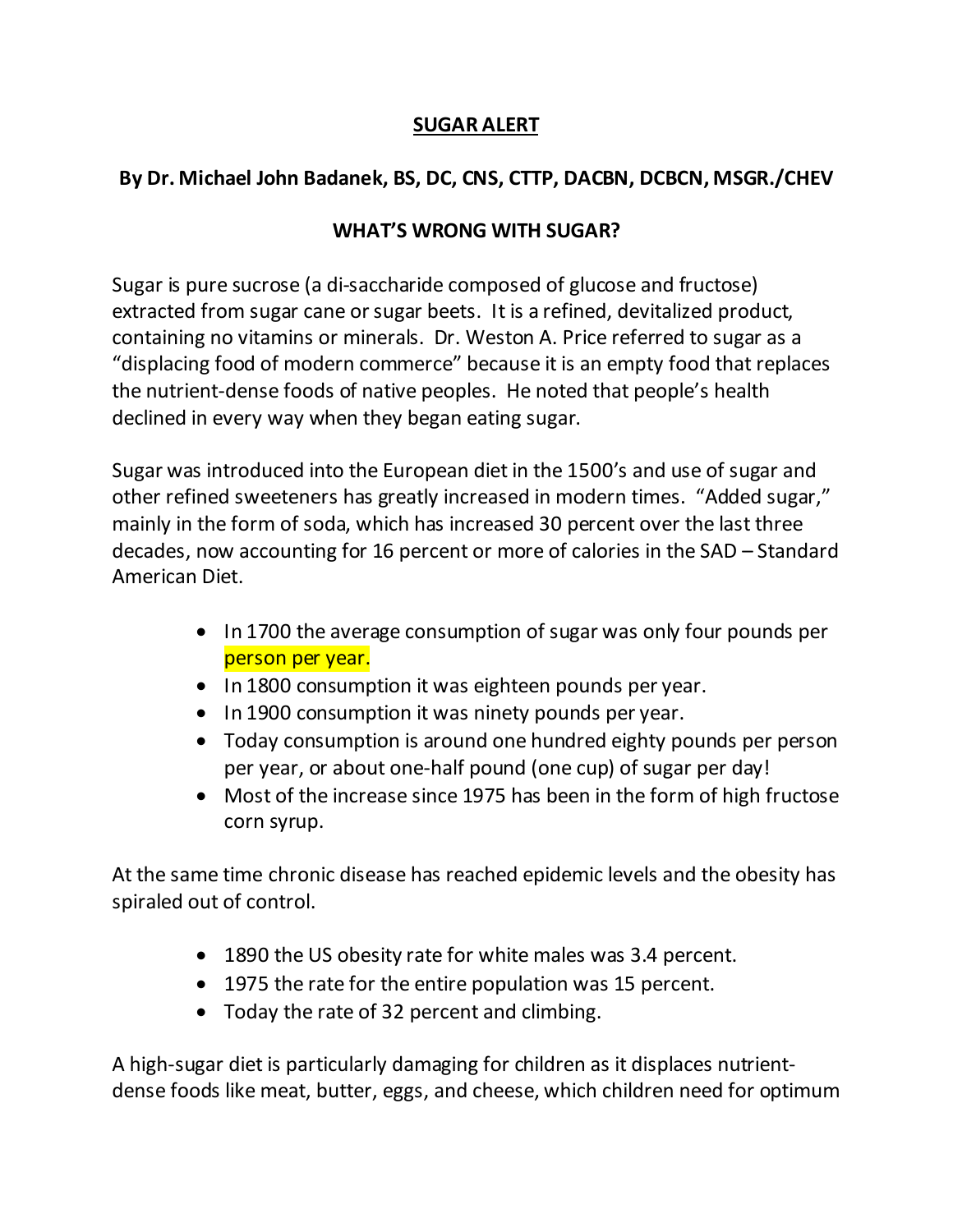# SUGAR ALERT

## By Dr. Michael John Badanek, BS, DC, CNS, CTTP, DACBN, DCBCN, MSGR./CHEV

## WHAT'S WRONG WITH SUGAR?

Sugar is pure sucrose (a di-saccharide composed of glucose and fructose) extracted from sugar cane or sugar beets. It is a refined, devitalized product, containing no vitamins or minerals. Dr. Weston A. Price referred to sugar as a "displacing food of modern commerce" because it is an empty food that replaces the nutrient-dense foods of native peoples. He noted that people's health declined in every way when they began eating sugar.

Sugar was introduced into the European diet in the 1500's and use of sugar and other refined sweeteners has greatly increased in modern times. "Added sugar," mainly in the form of soda, which has increased 30 percent over the last three decades, now accounting for 16 percent or more of calories in the SAD – Standard American Diet.

- In 1700 the average consumption of sugar was only four pounds per person per year.
- In 1800 consumption it was eighteen pounds per year.
- In 1900 consumption it was ninety pounds per year.
- Today consumption is around one hundred eighty pounds per person per year, or about one-half pound (one cup) of sugar per day!
- Most of the increase since 1975 has been in the form of high fructose corn syrup.

At the same time chronic disease has reached epidemic levels and the obesity has spiraled out of control.

- 1890 the US obesity rate for white males was 3.4 percent.
- 1975 the rate for the entire population was 15 percent.
- Today the rate of 32 percent and climbing.

A high-sugar diet is particularly damaging for children as it displaces nutrient-dense foods like meat, butter, eggs, and cheese, which children need for optimum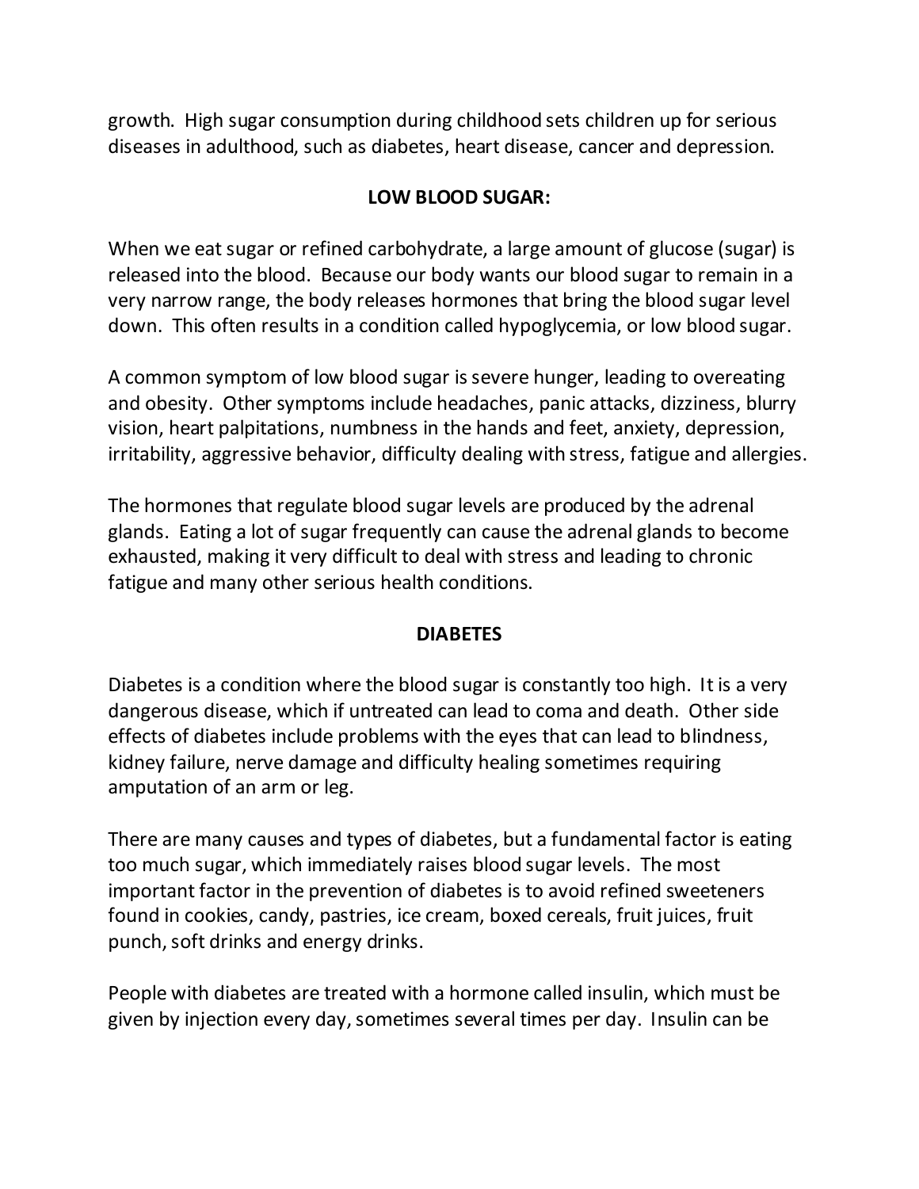growth. High sugar consumption during childhood sets children up for serious diseases in adulthood, such as diabetes, heart disease, cancer and depression.

## LOW BLOOD SUGAR:

When we eat sugar or refined carbohydrate, a large amount of glucose (sugar) is released into the blood. Because our body wants our blood sugar to remain in a very narrow range, the body releases hormones that bring the blood sugar level down. This often results in a condition called hypoglycemia, or low blood sugar.

A common symptom of low blood sugar is severe hunger, leading to overeating and obesity. Other symptoms include headaches, panic attacks, dizziness, blurry vision, heart palpitations, numbness in the hands and feet, anxiety, depression, irritability, aggressive behavior, difficulty dealing with stress, fatigue and allergies.

The hormones that regulate blood sugar levels are produced by the adrenal glands. Eating a lot of sugar frequently can cause the adrenal glands to become exhausted, making it very difficult to deal with stress and leading to chronic fatigue and many other serious health conditions.

## DIABETES

Diabetes is a condition where the blood sugar is constantly too high. It is a very dangerous disease, which if untreated can lead to coma and death. Other side effects of diabetes include problems with the eyes that can lead to blindness, kidney failure, nerve damage and difficulty healing sometimes requiring amputation of an arm or leg.

There are many causes and types of diabetes, but a fundamental factor is eating too much sugar, which immediately raises blood sugar levels. The most important factor in the prevention of diabetes is to avoid refined sweeteners found in cookies, candy, pastries, ice cream, boxed cereals, fruit juices, fruit punch, soft drinks and energy drinks.

People with diabetes are treated with a hormone called insulin, which must be given by injection every day, sometimes several times per day. Insulin can be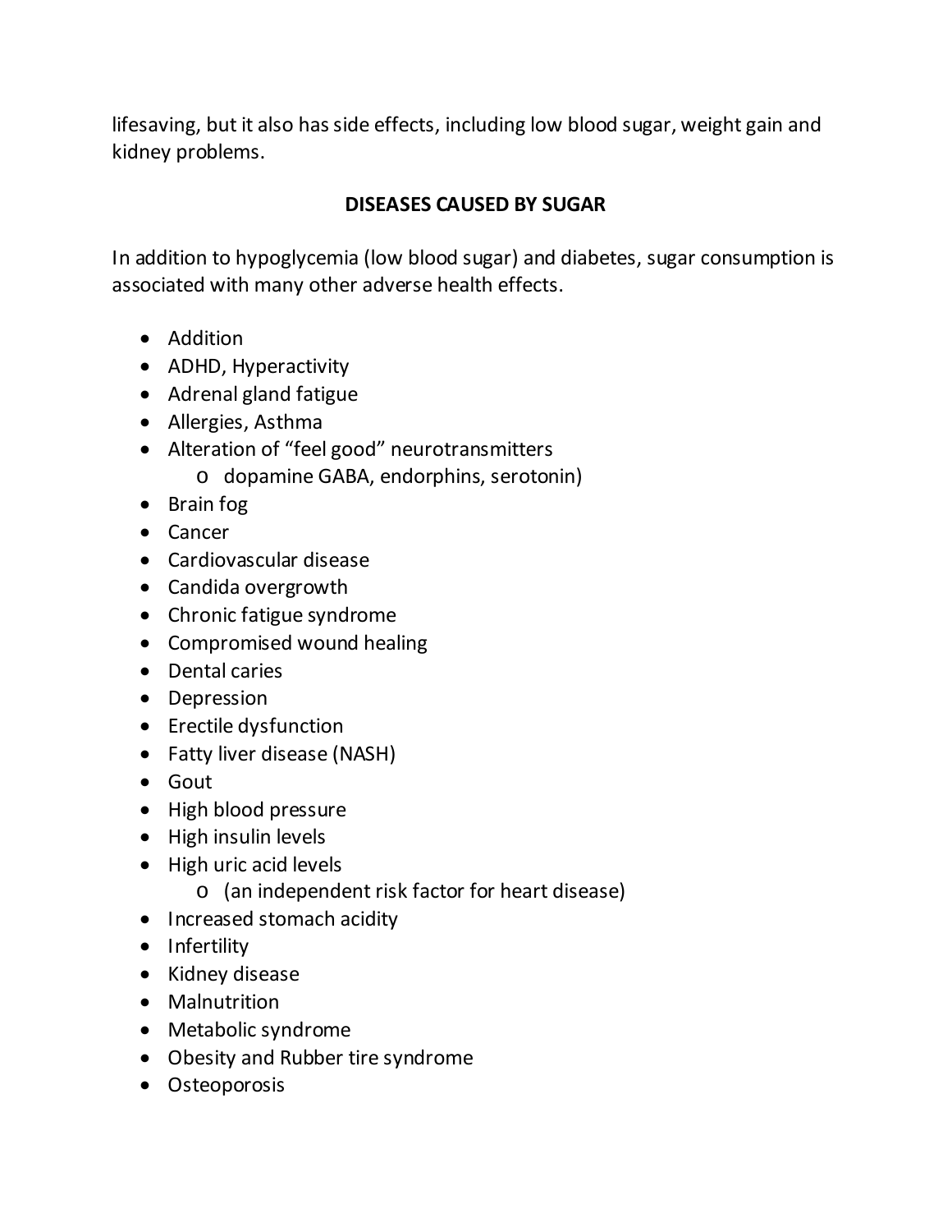lifesaving, but it also has side effects, including low blood sugar, weight gain and kidney problems.

## DISEASES CAUSED BY SUGAR

In addition to hypoglycemia (low blood sugar) and diabetes, sugar consumption is associated with many other adverse health effects.

- Addition
- ADHD, Hyperactivity
- Adrenal gland fatigue
- Allergies, Asthma
- Alteration of "feel good" neurotransmitters
  - dopamine GABA, endorphins, serotonin)
- Brain fog
- Cancer
- Cardiovascular disease
- Candida overgrowth
- Chronic fatigue syndrome
- Compromised wound healing
- Dental caries
- Depression
- Erectile dysfunction
- Fatty liver disease (NASH)
- Gout
- High blood pressure
- High insulin levels
- High uric acid levels
  - (an independent risk factor for heart disease)
- Increased stomach acidity
- Infertility
- Kidney disease
- Malnutrition
- Metabolic syndrome
- Obesity and Rubber tire syndrome
- Osteoporosis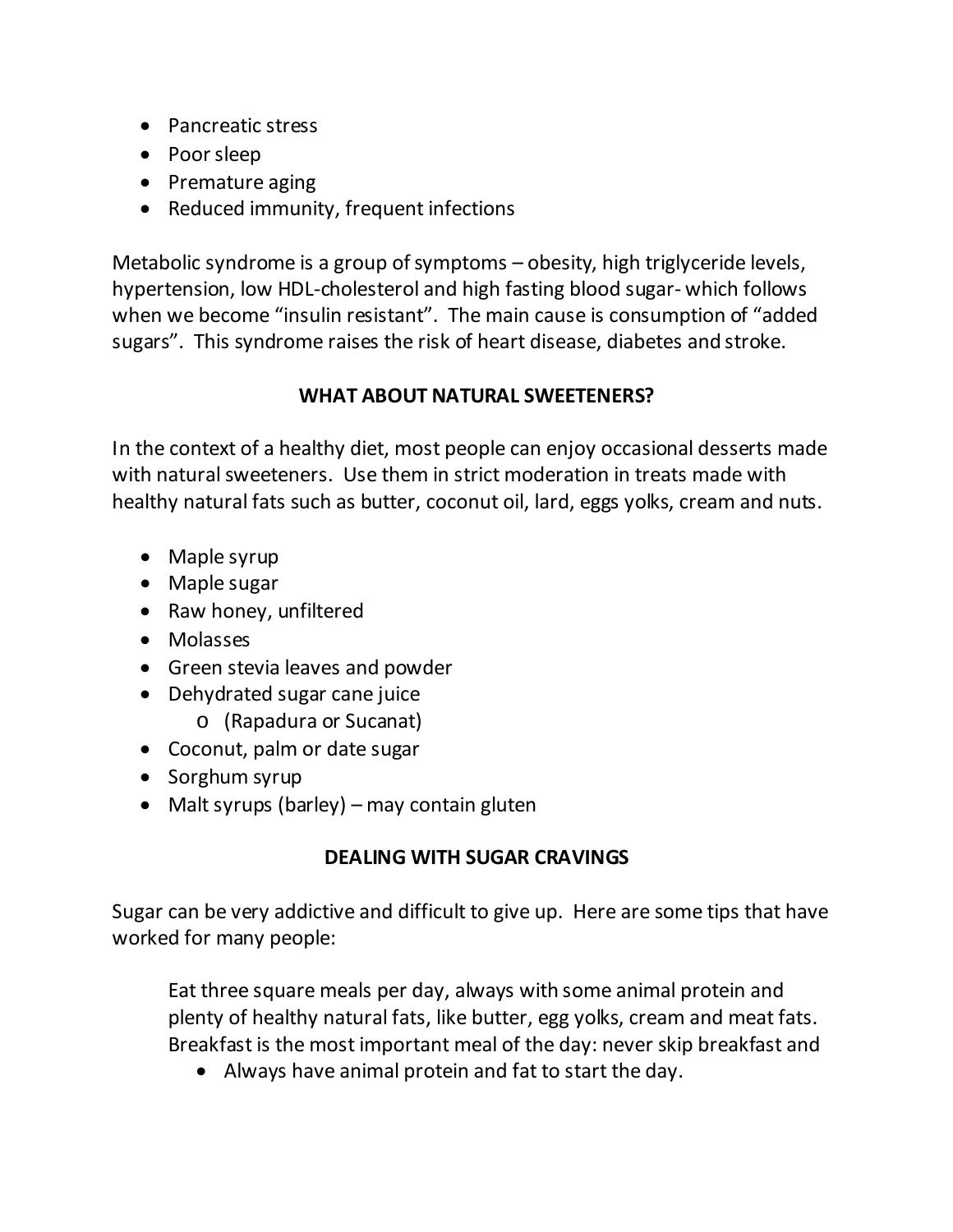- Pancreatic stress
- Poor sleep
- Premature aging
- Reduced immunity, frequent infections

Metabolic syndrome is a group of symptoms – obesity, high triglyceride levels, hypertension, low HDL-cholesterol and high fasting blood sugar- which follows when we become "insulin resistant". The main cause is consumption of "added sugars". This syndrome raises the risk of heart disease, diabetes and stroke.

## WHAT ABOUT NATURAL SWEETENERS?

In the context of a healthy diet, most people can enjoy occasional desserts made with natural sweeteners. Use them in strict moderation in treats made with healthy natural fats such as butter, coconut oil, lard, eggs yolks, cream and nuts.

- Maple syrup
- Maple sugar
- Raw honey, unfiltered
- Molasses
- Green stevia leaves and powder
- Dehydrated sugar cane juice
  - (Rapadura or Sucanat)
- Coconut, palm or date sugar
- Sorghum syrup
- Malt syrups (barley) – may contain gluten

## DEALING WITH SUGAR CRAVINGS

Sugar can be very addictive and difficult to give up. Here are some tips that have worked for many people:

Eat three square meals per day, always with some animal protein and plenty of healthy natural fats, like butter, egg yolks, cream and meat fats. Breakfast is the most important meal of the day: never skip breakfast and

- Always have animal protein and fat to start the day.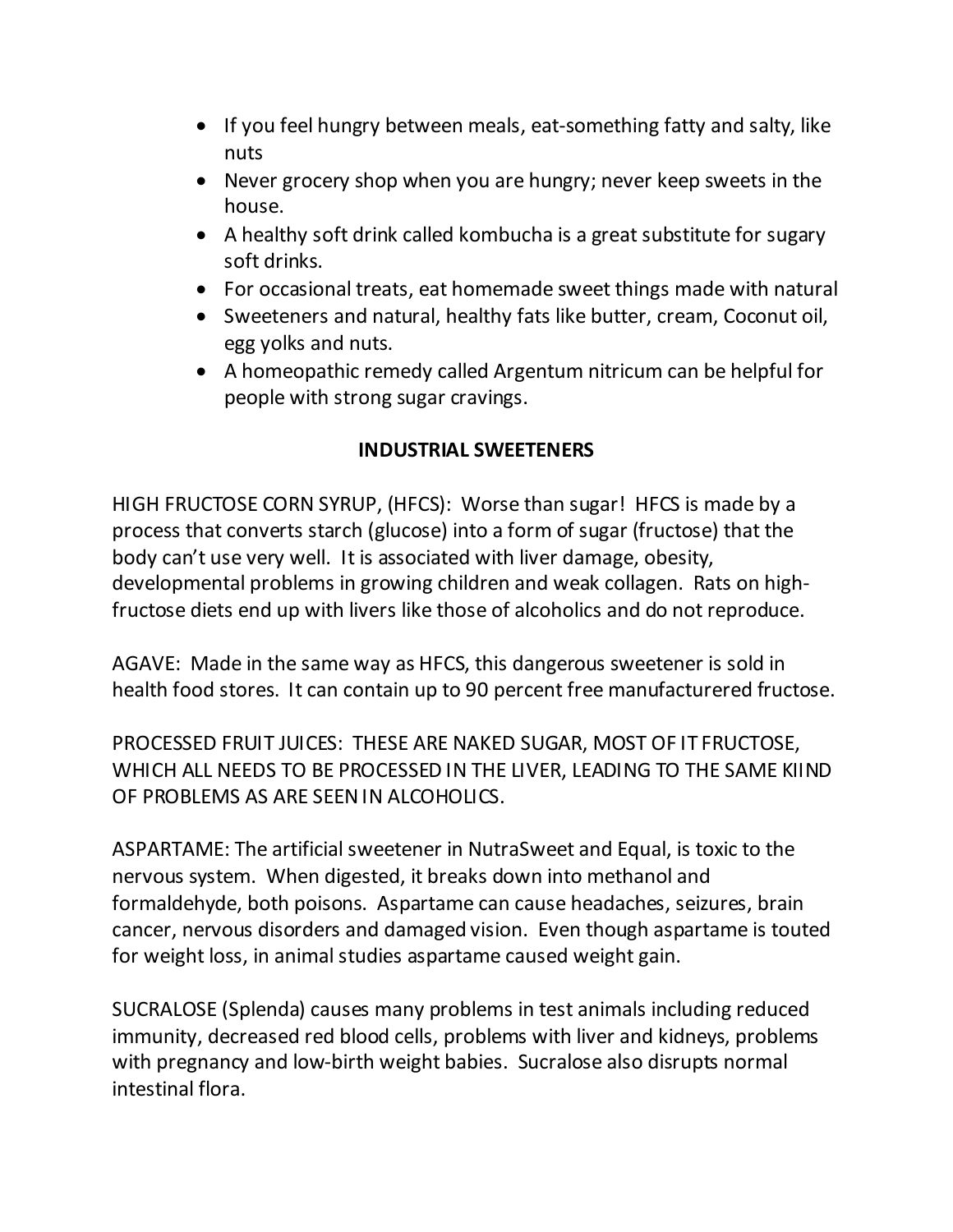- If you feel hungry between meals, eat-something fatty and salty, like nuts
- Never grocery shop when you are hungry; never keep sweets in the house.
- A healthy soft drink called kombucha is a great substitute for sugary soft drinks.
- For occasional treats, eat homemade sweet things made with natural
- Sweeteners and natural, healthy fats like butter, cream, Coconut oil, egg yolks and nuts.
- A homeopathic remedy called Argentum nitricum can be helpful for people with strong sugar cravings.

**INDUSTRIAL SWEETENERS**

HIGH FRUCTOSE CORN SYRUP, (HFCS): Worse than sugar! HFCS is made by a process that converts starch (glucose) into a form of sugar (fructose) that the body can't use very well. It is associated with liver damage, obesity, developmental problems in growing children and weak collagen. Rats on high-fructose diets end up with livers like those of alcoholics and do not reproduce.

AGAVE: Made in the same way as HFCS, this dangerous sweetener is sold in health food stores. It can contain up to 90 percent free manufacturered fructose.

PROCESSED FRUIT JUICES: THESE ARE NAKED SUGAR, MOST OF IT FRUCTOSE, WHICH ALL NEEDS TO BE PROCESSED IN THE LIVER, LEADING TO THE SAME KIIND OF PROBLEMS AS ARE SEEN IN ALCOHOLICS.

ASPARTAME: The artificial sweetener in NutraSweet and Equal, is toxic to the nervous system. When digested, it breaks down into methanol and formaldehyde, both poisons. Aspartame can cause headaches, seizures, brain cancer, nervous disorders and damaged vision. Even though aspartame is touted for weight loss, in animal studies aspartame caused weight gain.

SUCRALOSE (Splenda) causes many problems in test animals including reduced immunity, decreased red blood cells, problems with liver and kidneys, problems with pregnancy and low-birth weight babies. Sucralose also disrupts normal intestinal flora.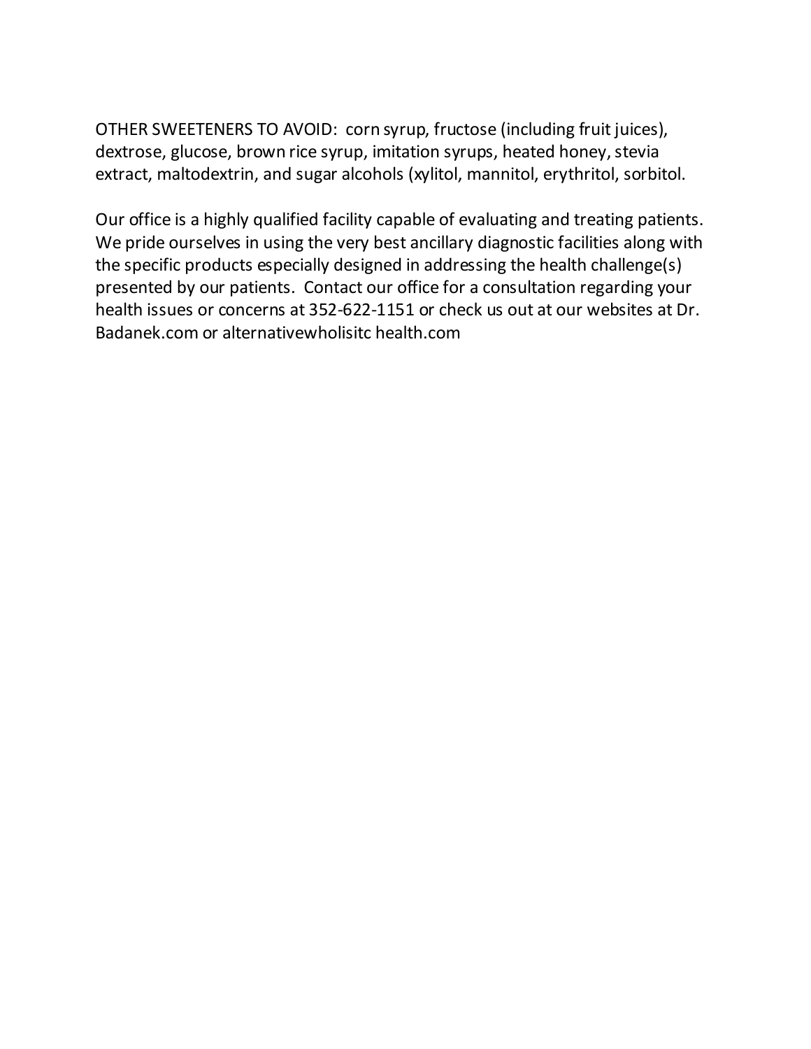OTHER SWEETENERS TO AVOID: corn syrup, fructose (including fruit juices), dextrose, glucose, brown rice syrup, imitation syrups, heated honey, stevia extract, maltodextrin, and sugar alcohols (xylitol, mannitol, erythritol, sorbitol.

Our office is a highly qualified facility capable of evaluating and treating patients. We pride ourselves in using the very best ancillary diagnostic facilities along with the specific products especially designed in addressing the health challenge(s) presented by our patients. Contact our office for a consultation regarding your health issues or concerns at 352-622-1151 or check us out at our websites at Dr. Badanek.com or alternativewholisitc health.com